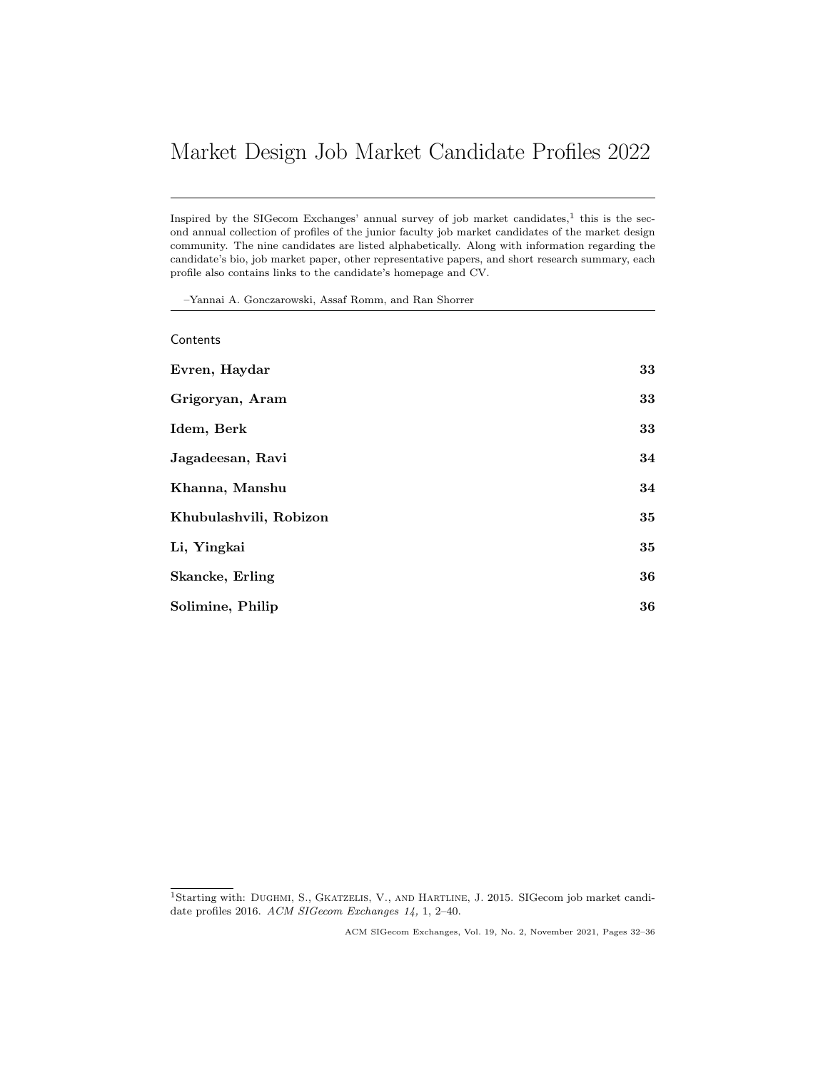# Market Design Job Market Candidate Profiles 2022

Inspired by the SIGecom Exchanges' annual survey of job market candidates,[1] this is the second annual collection of profiles of the junior faculty job market candidates of the market design community. The nine candidates are listed alphabetically. Along with information regarding the candidate's bio, job market paper, other representative papers, and short research summary, each profile also contains links to the candidate's homepage and CV.

–Yannai A. Gonczarowski, Assaf Romm, and Ran Shorrer

Contents

| | |
|---|---|
| **Evren, Haydar** | **33** |
| **Grigoryan, Aram** | **33** |
| **Idem, Berk** | **33** |
| **Jagadeesan, Ravi** | **34** |
| **Khanna, Manshu** | **34** |
| **Khubulashvili, Robizon** | **35** |
| **Li, Yingkai** | **35** |
| **Skancke, Erling** | **36** |
| **Solimine, Philip** | **36** |

[1] Starting with: Dughmi, S., Gkatzelis, V., and Hartline, J. 2015. SIGecom job market candidate profiles 2016. *ACM SIGecom Exchanges 14,* 1, 2–40.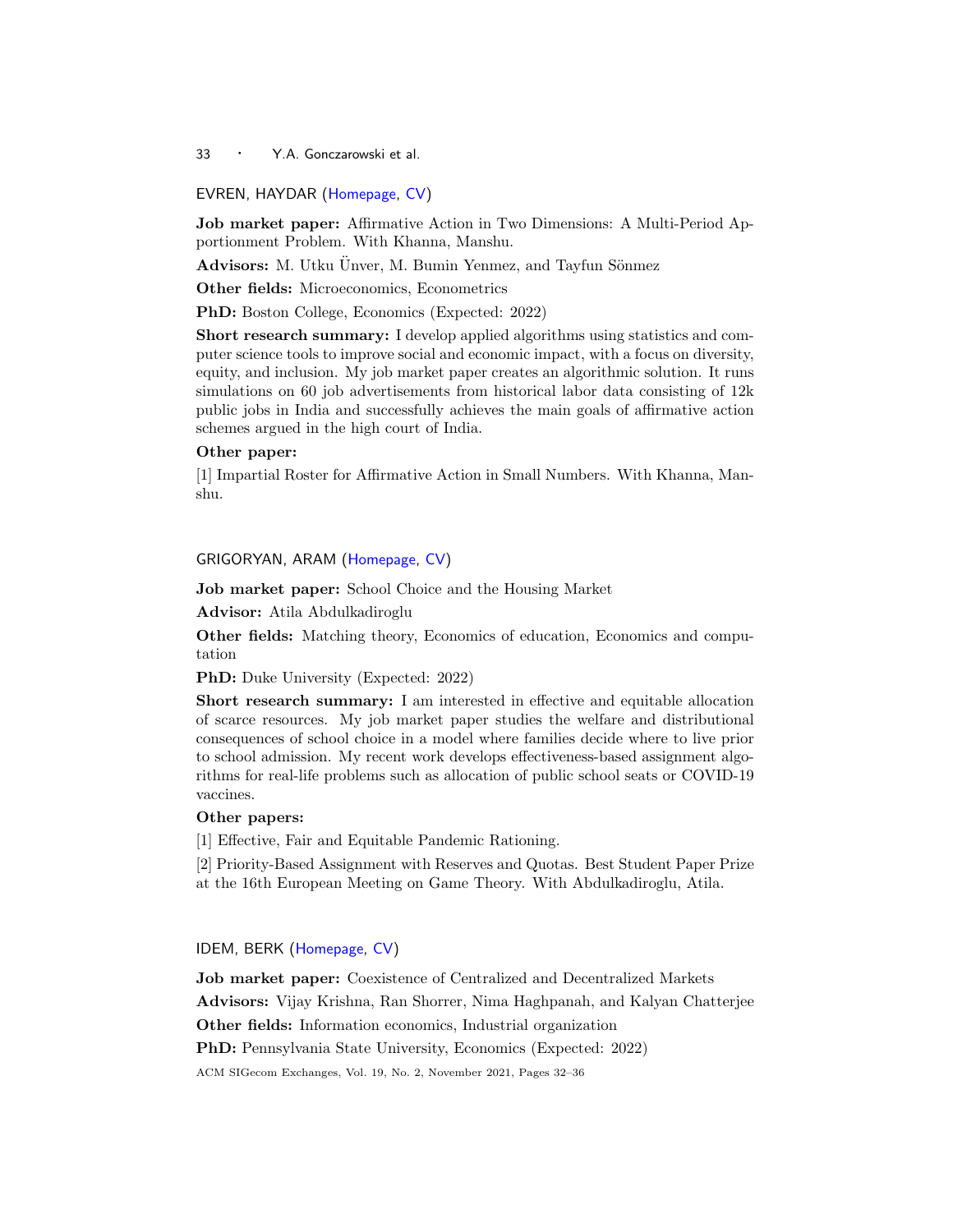EVREN, HAYDAR (Homepage, CV)

**Job market paper:** Affirmative Action in Two Dimensions: A Multi-Period Apportionment Problem. With Khanna, Manshu.

**Advisors:** M. Utku Ünver, M. Bumin Yenmez, and Tayfun Sönmez

**Other fields:** Microeconomics, Econometrics

**PhD:** Boston College, Economics (Expected: 2022)

**Short research summary:** I develop applied algorithms using statistics and computer science tools to improve social and economic impact, with a focus on diversity, equity, and inclusion. My job market paper creates an algorithmic solution. It runs simulations on 60 job advertisements from historical labor data consisting of 12k public jobs in India and successfully achieves the main goals of affirmative action schemes argued in the high court of India.

**Other paper:**

[1] Impartial Roster for Affirmative Action in Small Numbers. With Khanna, Manshu.

GRIGORYAN, ARAM (Homepage, CV)

**Job market paper:** School Choice and the Housing Market

**Advisor:** Atila Abdulkadiroglu

**Other fields:** Matching theory, Economics of education, Economics and computation

**PhD:** Duke University (Expected: 2022)

**Short research summary:** I am interested in effective and equitable allocation of scarce resources. My job market paper studies the welfare and distributional consequences of school choice in a model where families decide where to live prior to school admission. My recent work develops effectiveness-based assignment algorithms for real-life problems such as allocation of public school seats or COVID-19 vaccines.

**Other papers:**

[1] Effective, Fair and Equitable Pandemic Rationing.

[2] Priority-Based Assignment with Reserves and Quotas. Best Student Paper Prize at the 16th European Meeting on Game Theory. With Abdulkadiroglu, Atila.

IDEM, BERK (Homepage, CV)

**Job market paper:** Coexistence of Centralized and Decentralized Markets

**Advisors:** Vijay Krishna, Ran Shorrer, Nima Haghpanah, and Kalyan Chatterjee

**Other fields:** Information economics, Industrial organization

**PhD:** Pennsylvania State University, Economics (Expected: 2022)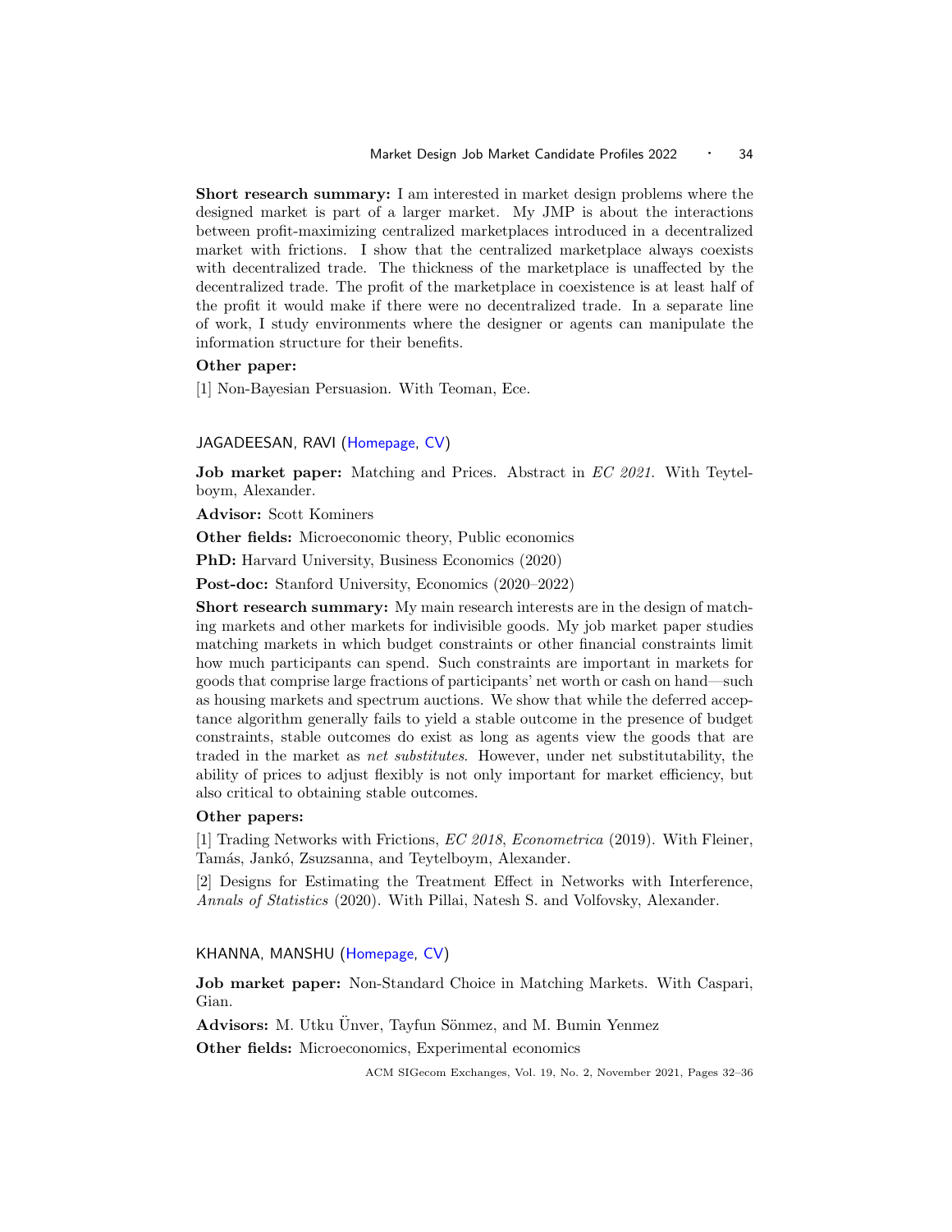**Short research summary:** I am interested in market design problems where the designed market is part of a larger market. My JMP is about the interactions between profit-maximizing centralized marketplaces introduced in a decentralized market with frictions. I show that the centralized marketplace always coexists with decentralized trade. The thickness of the marketplace is unaffected by the decentralized trade. The profit of the marketplace in coexistence is at least half of the profit it would make if there were no decentralized trade. In a separate line of work, I study environments where the designer or agents can manipulate the information structure for their benefits.

**Other paper:**

[1] Non-Bayesian Persuasion. With Teoman, Ece.

JAGADEESAN, RAVI (Homepage, CV)

**Job market paper:** Matching and Prices. Abstract in *EC 2021*. With Teytelboym, Alexander.

**Advisor:** Scott Kominers

**Other fields:** Microeconomic theory, Public economics

**PhD:** Harvard University, Business Economics (2020)

**Post-doc:** Stanford University, Economics (2020–2022)

**Short research summary:** My main research interests are in the design of matching markets and other markets for indivisible goods. My job market paper studies matching markets in which budget constraints or other financial constraints limit how much participants can spend. Such constraints are important in markets for goods that comprise large fractions of participants' net worth or cash on hand—such as housing markets and spectrum auctions. We show that while the deferred acceptance algorithm generally fails to yield a stable outcome in the presence of budget constraints, stable outcomes do exist as long as agents view the goods that are traded in the market as *net substitutes*. However, under net substitutability, the ability of prices to adjust flexibly is not only important for market efficiency, but also critical to obtaining stable outcomes.

**Other papers:**

[1] Trading Networks with Frictions, *EC 2018*, *Econometrica* (2019). With Fleiner, Tamás, Jankó, Zsuzsanna, and Teytelboym, Alexander.

[2] Designs for Estimating the Treatment Effect in Networks with Interference, *Annals of Statistics* (2020). With Pillai, Natesh S. and Volfovsky, Alexander.

KHANNA, MANSHU (Homepage, CV)

**Job market paper:** Non-Standard Choice in Matching Markets. With Caspari, Gian.

**Advisors:** M. Utku Ünver, Tayfun Sönmez, and M. Bumin Yenmez

**Other fields:** Microeconomics, Experimental economics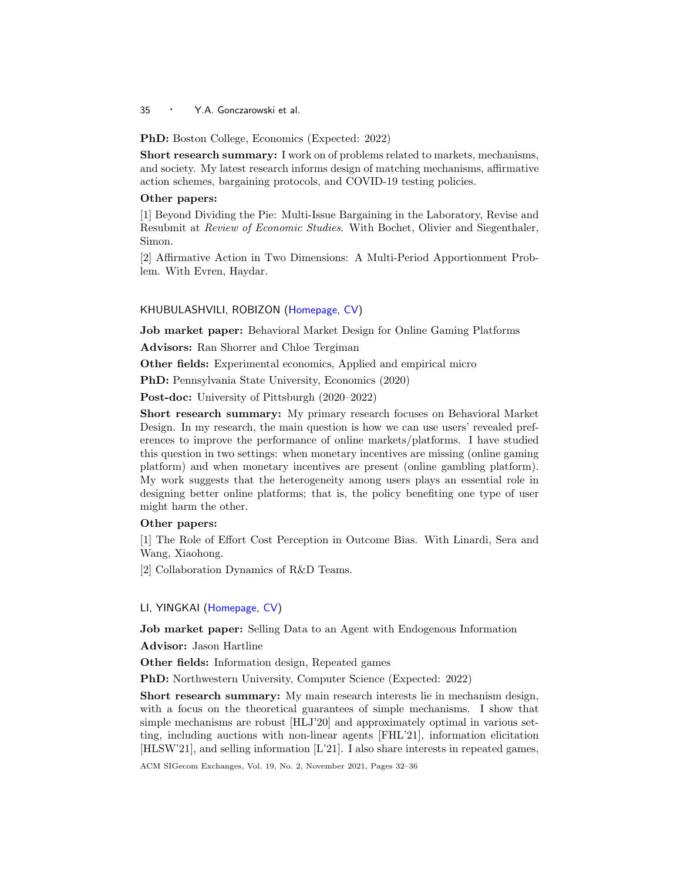**PhD:** Boston College, Economics (Expected: 2022)

**Short research summary:** I work on of problems related to markets, mechanisms, and society. My latest research informs design of matching mechanisms, affirmative action schemes, bargaining protocols, and COVID-19 testing policies.

**Other papers:**

[1] Beyond Dividing the Pie: Multi-Issue Bargaining in the Laboratory, Revise and Resubmit at *Review of Economic Studies*. With Bochet, Olivier and Siegenthaler, Simon.

[2] Affirmative Action in Two Dimensions: A Multi-Period Apportionment Problem. With Evren, Haydar.

### KHUBULASHVILI, ROBIZON (Homepage, CV)

**Job market paper:** Behavioral Market Design for Online Gaming Platforms

**Advisors:** Ran Shorrer and Chloe Tergiman

**Other fields:** Experimental economics, Applied and empirical micro

**PhD:** Pennsylvania State University, Economics (2020)

**Post-doc:** University of Pittsburgh (2020–2022)

**Short research summary:** My primary research focuses on Behavioral Market Design. In my research, the main question is how we can use users' revealed preferences to improve the performance of online markets/platforms. I have studied this question in two settings: when monetary incentives are missing (online gaming platform) and when monetary incentives are present (online gambling platform). My work suggests that the heterogeneity among users plays an essential role in designing better online platforms; that is, the policy benefiting one type of user might harm the other.

**Other papers:**

[1] The Role of Effort Cost Perception in Outcome Bias. With Linardi, Sera and Wang, Xiaohong.

[2] Collaboration Dynamics of R&D Teams.

### LI, YINGKAI (Homepage, CV)

**Job market paper:** Selling Data to an Agent with Endogenous Information

**Advisor:** Jason Hartline

**Other fields:** Information design, Repeated games

**PhD:** Northwestern University, Computer Science (Expected: 2022)

**Short research summary:** My main research interests lie in mechanism design, with a focus on the theoretical guarantees of simple mechanisms. I show that simple mechanisms are robust [HLJ'20] and approximately optimal in various setting, including auctions with non-linear agents [FHL'21], information elicitation [HLSW'21], and selling information [L'21]. I also share interests in repeated games,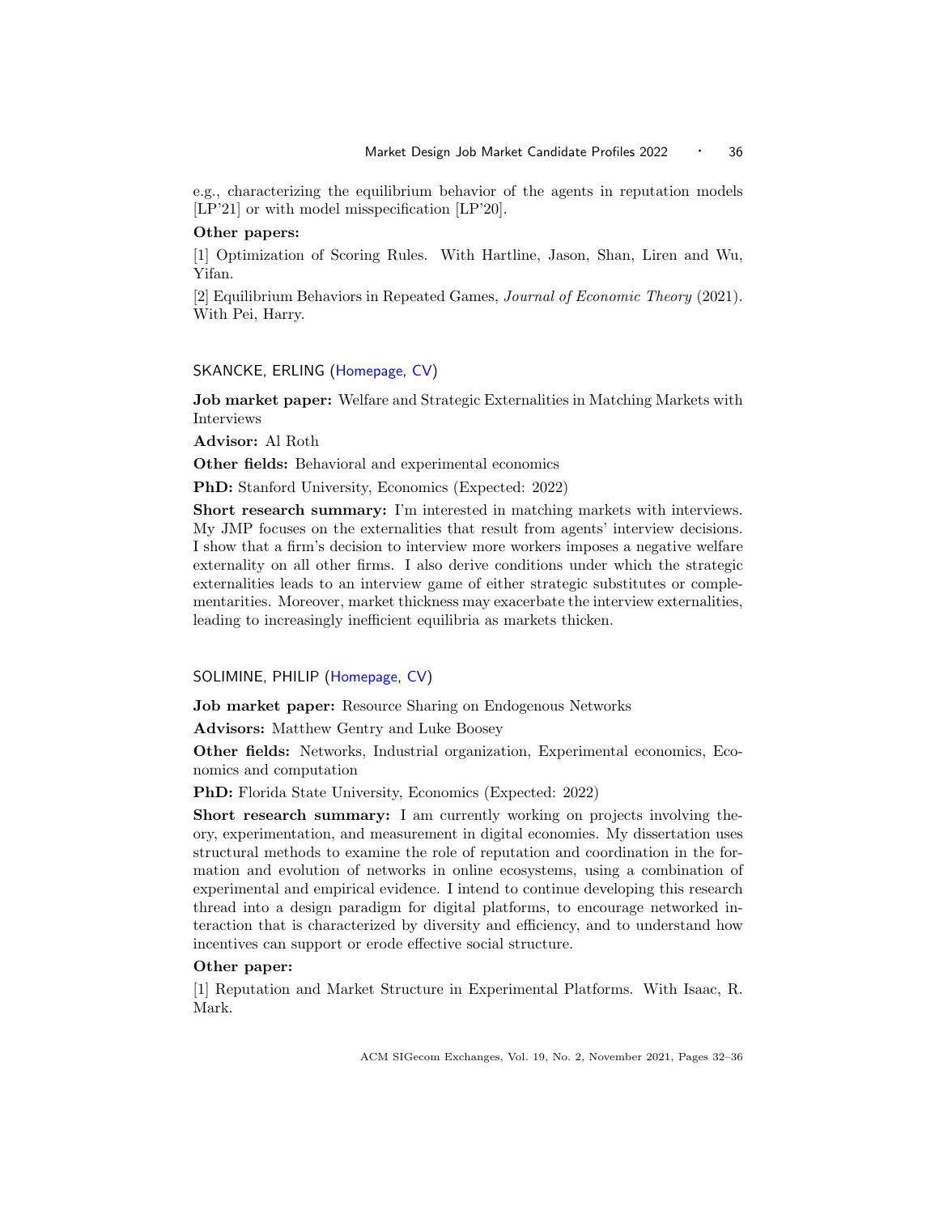e.g., characterizing the equilibrium behavior of the agents in reputation models [LP'21] or with model misspecification [LP'20].

**Other papers:**

[1] Optimization of Scoring Rules. With Hartline, Jason, Shan, Liren and Wu, Yifan.

[2] Equilibrium Behaviors in Repeated Games, *Journal of Economic Theory* (2021). With Pei, Harry.

### SKANCKE, ERLING (Homepage, CV)

**Job market paper:** Welfare and Strategic Externalities in Matching Markets with Interviews

**Advisor:** Al Roth

**Other fields:** Behavioral and experimental economics

**PhD:** Stanford University, Economics (Expected: 2022)

**Short research summary:** I'm interested in matching markets with interviews. My JMP focuses on the externalities that result from agents' interview decisions. I show that a firm's decision to interview more workers imposes a negative welfare externality on all other firms. I also derive conditions under which the strategic externalities leads to an interview game of either strategic substitutes or complementarities. Moreover, market thickness may exacerbate the interview externalities, leading to increasingly inefficient equilibria as markets thicken.

### SOLIMINE, PHILIP (Homepage, CV)

**Job market paper:** Resource Sharing on Endogenous Networks

**Advisors:** Matthew Gentry and Luke Boosey

**Other fields:** Networks, Industrial organization, Experimental economics, Economics and computation

**PhD:** Florida State University, Economics (Expected: 2022)

**Short research summary:** I am currently working on projects involving theory, experimentation, and measurement in digital economies. My dissertation uses structural methods to examine the role of reputation and coordination in the formation and evolution of networks in online ecosystems, using a combination of experimental and empirical evidence. I intend to continue developing this research thread into a design paradigm for digital platforms, to encourage networked interaction that is characterized by diversity and efficiency, and to understand how incentives can support or erode effective social structure.

**Other paper:**

[1] Reputation and Market Structure in Experimental Platforms. With Isaac, R. Mark.